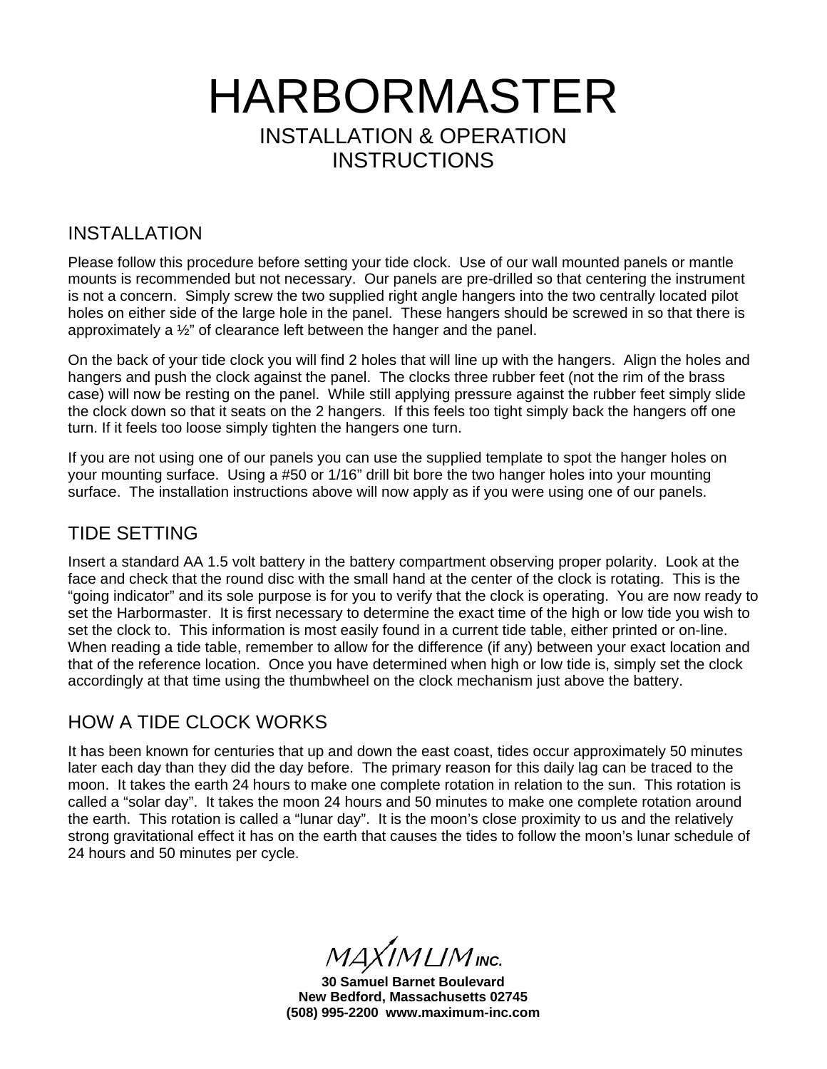# HARBORMASTER

INSTALLATION & OPERATION
INSTRUCTIONS

## INSTALLATION

Please follow this procedure before setting your tide clock. Use of our wall mounted panels or mantle mounts is recommended but not necessary. Our panels are pre-drilled so that centering the instrument is not a concern. Simply screw the two supplied right angle hangers into the two centrally located pilot holes on either side of the large hole in the panel. These hangers should be screwed in so that there is approximately a ½" of clearance left between the hanger and the panel.

On the back of your tide clock you will find 2 holes that will line up with the hangers. Align the holes and hangers and push the clock against the panel. The clocks three rubber feet (not the rim of the brass case) will now be resting on the panel. While still applying pressure against the rubber feet simply slide the clock down so that it seats on the 2 hangers. If this feels too tight simply back the hangers off one turn. If it feels too loose simply tighten the hangers one turn.

If you are not using one of our panels you can use the supplied template to spot the hanger holes on your mounting surface. Using a #50 or 1/16" drill bit bore the two hanger holes into your mounting surface. The installation instructions above will now apply as if you were using one of our panels.

## TIDE SETTING

Insert a standard AA 1.5 volt battery in the battery compartment observing proper polarity. Look at the face and check that the round disc with the small hand at the center of the clock is rotating. This is the "going indicator" and its sole purpose is for you to verify that the clock is operating. You are now ready to set the Harbormaster. It is first necessary to determine the exact time of the high or low tide you wish to set the clock to. This information is most easily found in a current tide table, either printed or on-line. When reading a tide table, remember to allow for the difference (if any) between your exact location and that of the reference location. Once you have determined when high or low tide is, simply set the clock accordingly at that time using the thumbwheel on the clock mechanism just above the battery.

## HOW A TIDE CLOCK WORKS

It has been known for centuries that up and down the east coast, tides occur approximately 50 minutes later each day than they did the day before. The primary reason for this daily lag can be traced to the moon. It takes the earth 24 hours to make one complete rotation in relation to the sun. This rotation is called a "solar day". It takes the moon 24 hours and 50 minutes to make one complete rotation around the earth. This rotation is called a "lunar day". It is the moon's close proximity to us and the relatively strong gravitational effect it has on the earth that causes the tides to follow the moon's lunar schedule of 24 hours and 50 minutes per cycle.

MAXIMUM INC.

**30 Samuel Barnet Boulevard**
**New Bedford, Massachusetts 02745**
**(508) 995-2200 www.maximum-inc.com**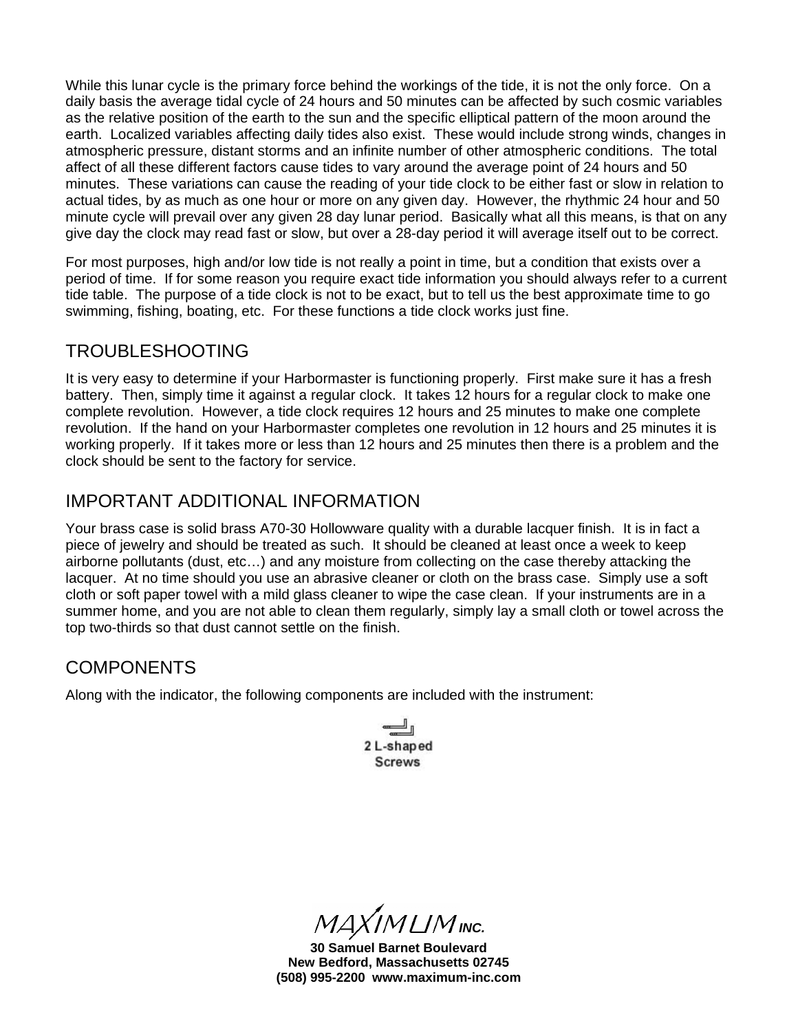While this lunar cycle is the primary force behind the workings of the tide, it is not the only force. On a daily basis the average tidal cycle of 24 hours and 50 minutes can be affected by such cosmic variables as the relative position of the earth to the sun and the specific elliptical pattern of the moon around the earth. Localized variables affecting daily tides also exist. These would include strong winds, changes in atmospheric pressure, distant storms and an infinite number of other atmospheric conditions. The total affect of all these different factors cause tides to vary around the average point of 24 hours and 50 minutes. These variations can cause the reading of your tide clock to be either fast or slow in relation to actual tides, by as much as one hour or more on any given day. However, the rhythmic 24 hour and 50 minute cycle will prevail over any given 28 day lunar period. Basically what all this means, is that on any give day the clock may read fast or slow, but over a 28-day period it will average itself out to be correct.

For most purposes, high and/or low tide is not really a point in time, but a condition that exists over a period of time. If for some reason you require exact tide information you should always refer to a current tide table. The purpose of a tide clock is not to be exact, but to tell us the best approximate time to go swimming, fishing, boating, etc. For these functions a tide clock works just fine.

## TROUBLESHOOTING

It is very easy to determine if your Harbormaster is functioning properly. First make sure it has a fresh battery. Then, simply time it against a regular clock. It takes 12 hours for a regular clock to make one complete revolution. However, a tide clock requires 12 hours and 25 minutes to make one complete revolution. If the hand on your Harbormaster completes one revolution in 12 hours and 25 minutes it is working properly. If it takes more or less than 12 hours and 25 minutes then there is a problem and the clock should be sent to the factory for service.

## IMPORTANT ADDITIONAL INFORMATION

Your brass case is solid brass A70-30 Hollowware quality with a durable lacquer finish. It is in fact a piece of jewelry and should be treated as such. It should be cleaned at least once a week to keep airborne pollutants (dust, etc…) and any moisture from collecting on the case thereby attacking the lacquer. At no time should you use an abrasive cleaner or cloth on the brass case. Simply use a soft cloth or soft paper towel with a mild glass cleaner to wipe the case clean. If your instruments are in a summer home, and you are not able to clean them regularly, simply lay a small cloth or towel across the top two-thirds so that dust cannot settle on the finish.

## COMPONENTS

Along with the indicator, the following components are included with the instrument:

2 L-shaped Screws

MAXIMUM INC.

**30 Samuel Barnet Boulevard**
**New Bedford, Massachusetts 02745**
**(508) 995-2200 www.maximum-inc.com**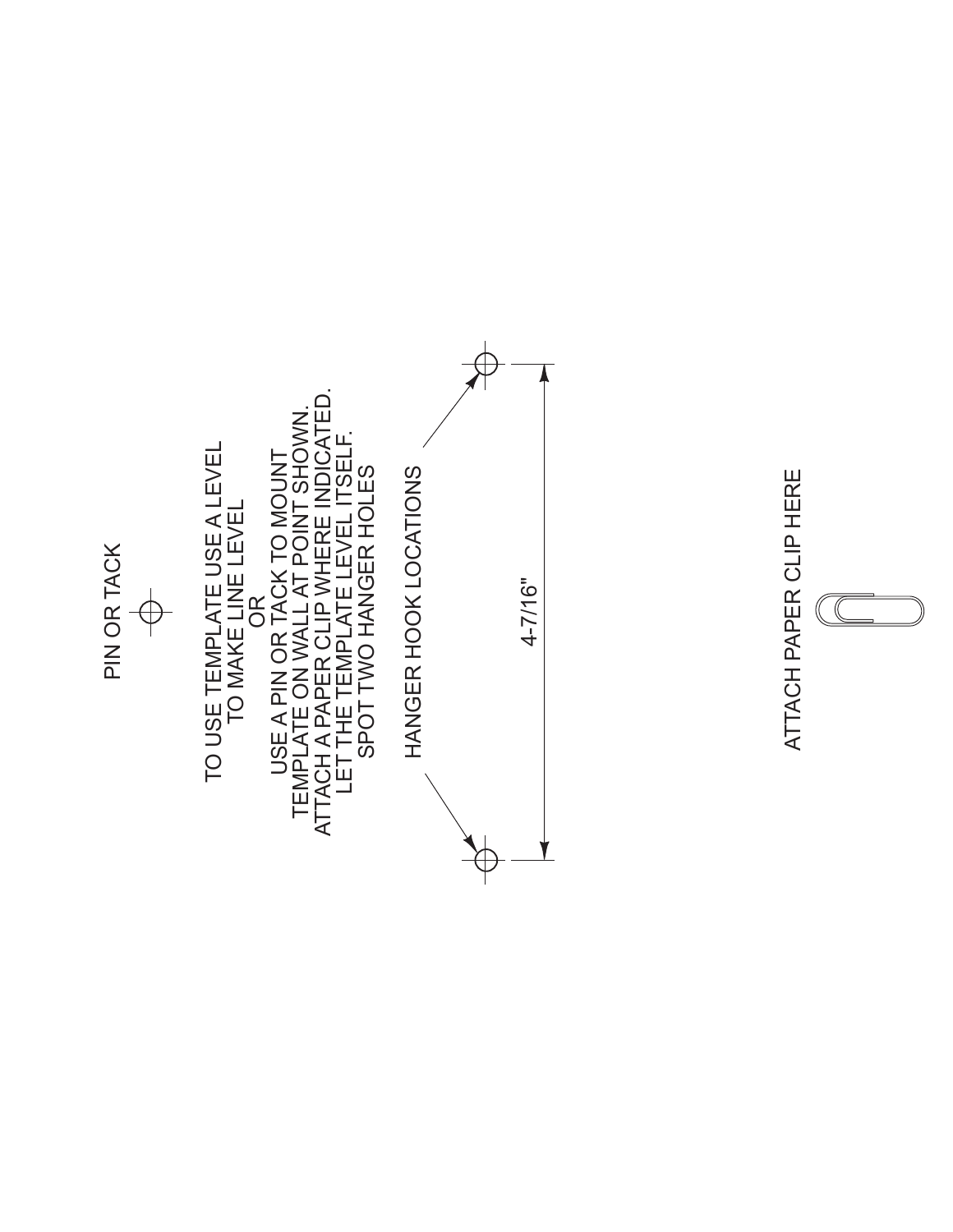PIN OR TACK

TO USE TEMPLATE USE A LEVEL
TO MAKE LINE LEVEL
OR
USE A PIN OR TACK TO MOUNT
TEMPLATE ON WALL AT POINT SHOWN.
ATTACH A PAPER CLIP WHERE INDICATED.
LET THE TEMPLATE LEVEL ITSELF.
SPOT TWO HANGER HOLES

HANGER HOOK LOCATIONS

4-7/16"

ATTACH PAPER CLIP HERE